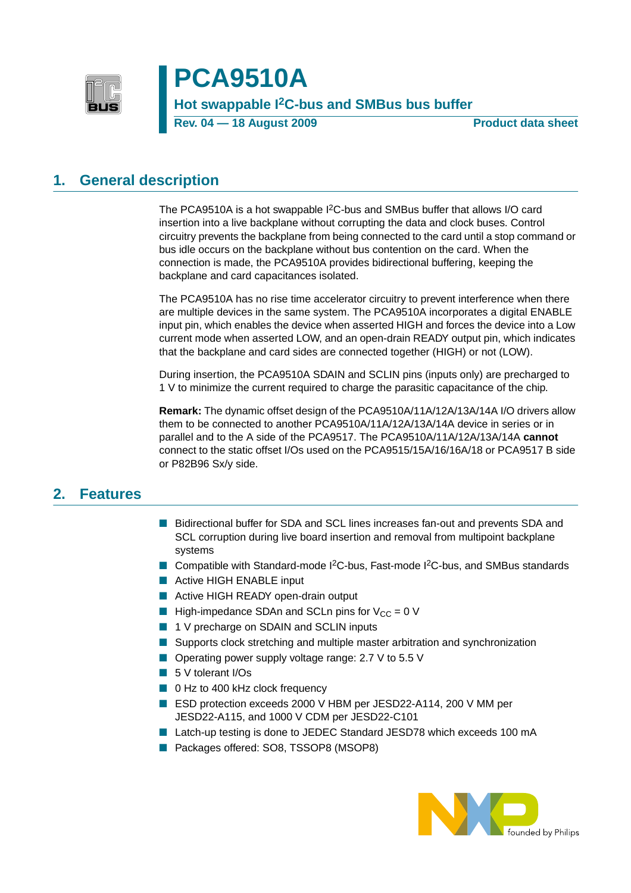# PCA9510A

## Hot swappable I$^2$C-bus and SMBus bus buffer

**Rev. 04 — 18 August 2009** **Product data sheet**

## 1. General description

The PCA9510A is a hot swappable I$^2$C-bus and SMBus buffer that allows I/O card insertion into a live backplane without corrupting the data and clock buses. Control circuitry prevents the backplane from being connected to the card until a stop command or bus idle occurs on the backplane without bus contention on the card. When the connection is made, the PCA9510A provides bidirectional buffering, keeping the backplane and card capacitances isolated.

The PCA9510A has no rise time accelerator circuitry to prevent interference when there are multiple devices in the same system. The PCA9510A incorporates a digital ENABLE input pin, which enables the device when asserted HIGH and forces the device into a Low current mode when asserted LOW, and an open-drain READY output pin, which indicates that the backplane and card sides are connected together (HIGH) or not (LOW).

During insertion, the PCA9510A SDAIN and SCLIN pins (inputs only) are precharged to 1 V to minimize the current required to charge the parasitic capacitance of the chip.

**Remark:** The dynamic offset design of the PCA9510A/11A/12A/13A/14A I/O drivers allow them to be connected to another PCA9510A/11A/12A/13A/14A device in series or in parallel and to the A side of the PCA9517. The PCA9510A/11A/12A/13A/14A **cannot** connect to the static offset I/Os used on the PCA9515/15A/16/16A/18 or PCA9517 B side or P82B96 Sx/y side.

## 2. Features

- Bidirectional buffer for SDA and SCL lines increases fan-out and prevents SDA and SCL corruption during live board insertion and removal from multipoint backplane systems
- Compatible with Standard-mode I$^2$C-bus, Fast-mode I$^2$C-bus, and SMBus standards
- Active HIGH ENABLE input
- Active HIGH READY open-drain output
- High-impedance SDAn and SCLn pins for $V_{CC}$ = 0 V
- 1 V precharge on SDAIN and SCLIN inputs
- Supports clock stretching and multiple master arbitration and synchronization
- Operating power supply voltage range: 2.7 V to 5.5 V
- 5 V tolerant I/Os
- 0 Hz to 400 kHz clock frequency
- ESD protection exceeds 2000 V HBM per JESD22-A114, 200 V MM per JESD22-A115, and 1000 V CDM per JESD22-C101
- Latch-up testing is done to JEDEC Standard JESD78 which exceeds 100 mA
- Packages offered: SO8, TSSOP8 (MSOP8)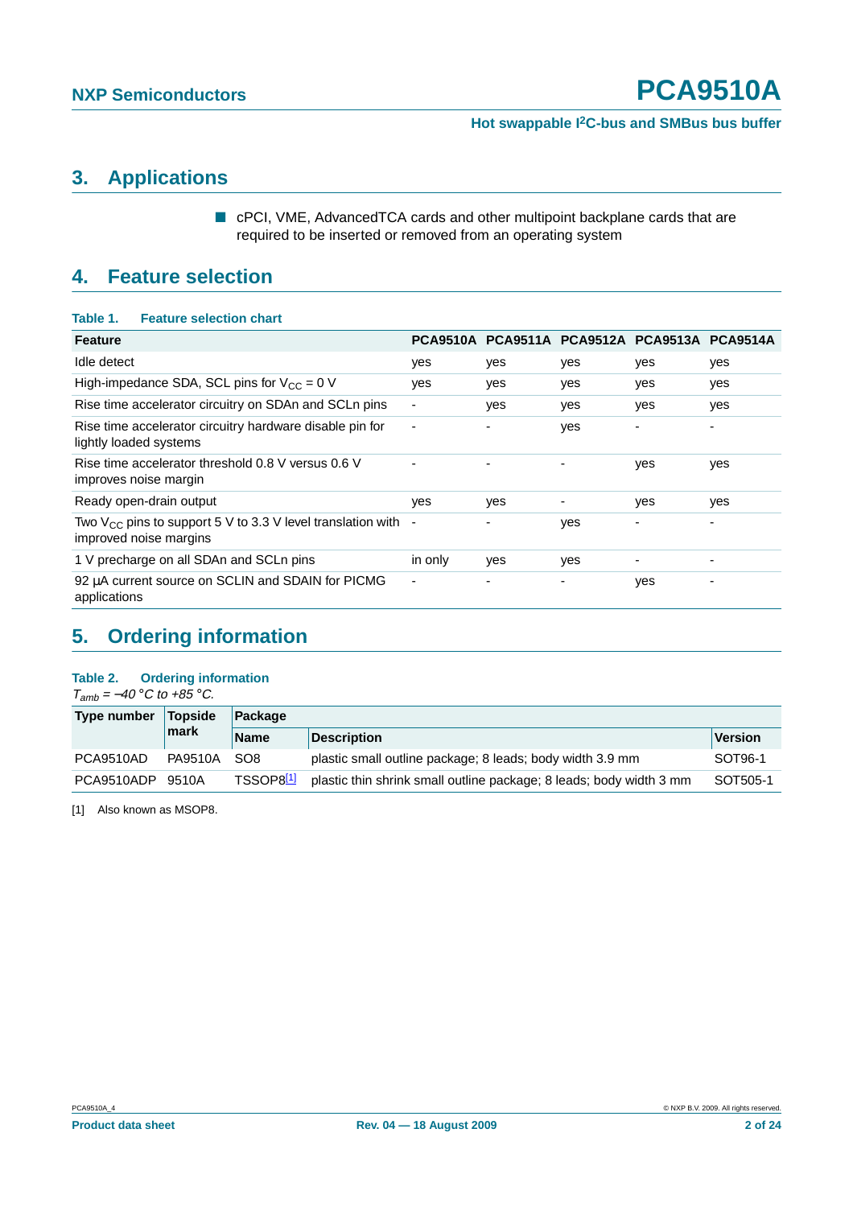## 3. Applications

- cPCI, VME, AdvancedTCA cards and other multipoint backplane cards that are required to be inserted or removed from an operating system

## 4. Feature selection

**Table 1. Feature selection chart**

| Feature | PCA9510A | PCA9511A | PCA9512A | PCA9513A | PCA9514A |
|---|---|---|---|---|---|
| Idle detect | yes | yes | yes | yes | yes |
| High-impedance SDA, SCL pins for $V_{CC}$ = 0 V | yes | yes | yes | yes | yes |
| Rise time accelerator circuitry on SDAn and SCLn pins | - | yes | yes | yes | yes |
| Rise time accelerator circuitry hardware disable pin for lightly loaded systems | - | - | yes | - | - |
| Rise time accelerator threshold 0.8 V versus 0.6 V improves noise margin | - | - | - | yes | yes |
| Ready open-drain output | yes | yes | - | yes | yes |
| Two $V_{CC}$ pins to support 5 V to 3.3 V level translation with improved noise margins | - | - | yes | - | - |
| 1 V precharge on all SDAn and SCLn pins | in only | yes | yes | - | - |
| 92 μA current source on SCLIN and SDAIN for PICMG applications | - | - | - | yes | - |

## 5. Ordering information

**Table 2. Ordering information**

*$T_{amb}$ = −40 °C to +85 °C.*

| Type number | Topside mark | Package | | |
|---|---|---|---|---|
| | | Name | Description | Version |
| PCA9510AD | PA9510A | SO8 | plastic small outline package; 8 leads; body width 3.9 mm | SOT96-1 |
| PCA9510ADP | 9510A | TSSOP8[1] | plastic thin shrink small outline package; 8 leads; body width 3 mm | SOT505-1 |

[1] Also known as MSOP8.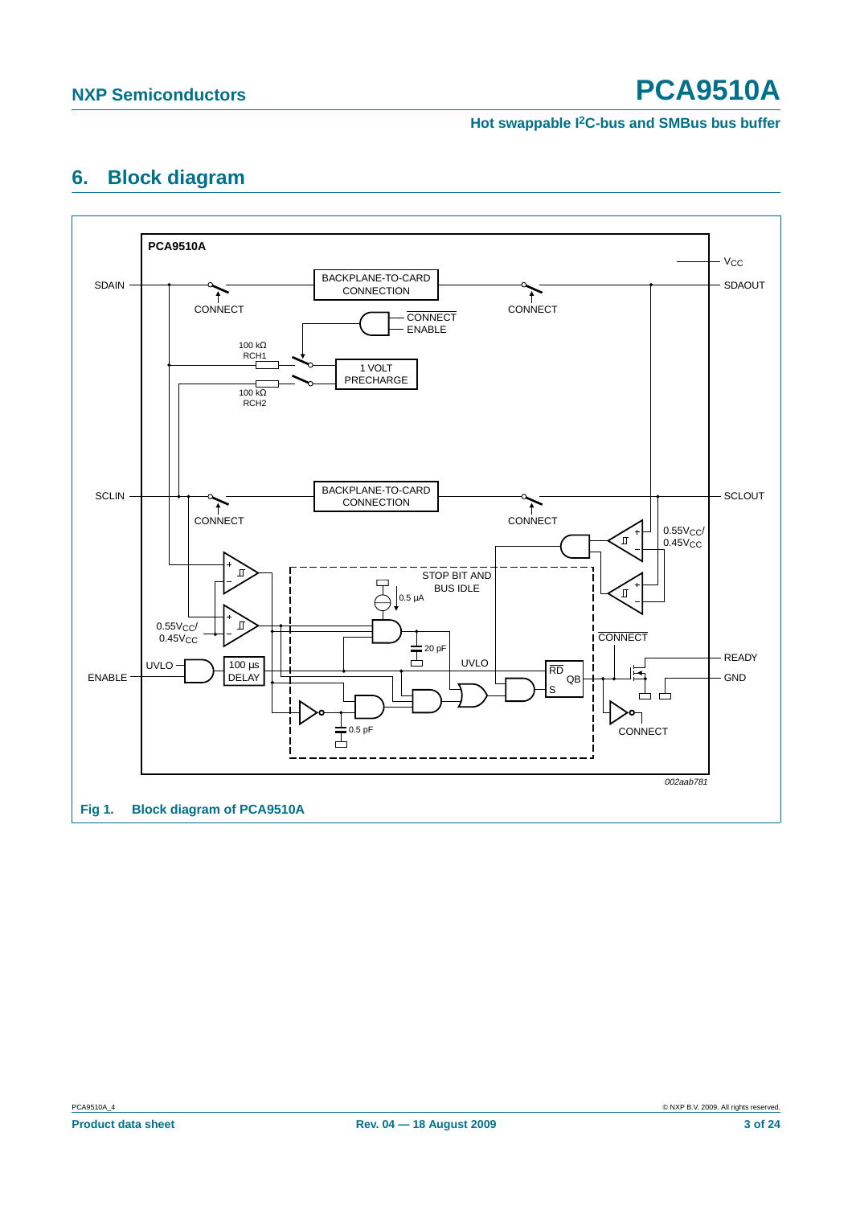## 6. Block diagram

**Fig 1. Block diagram of PCA9510A**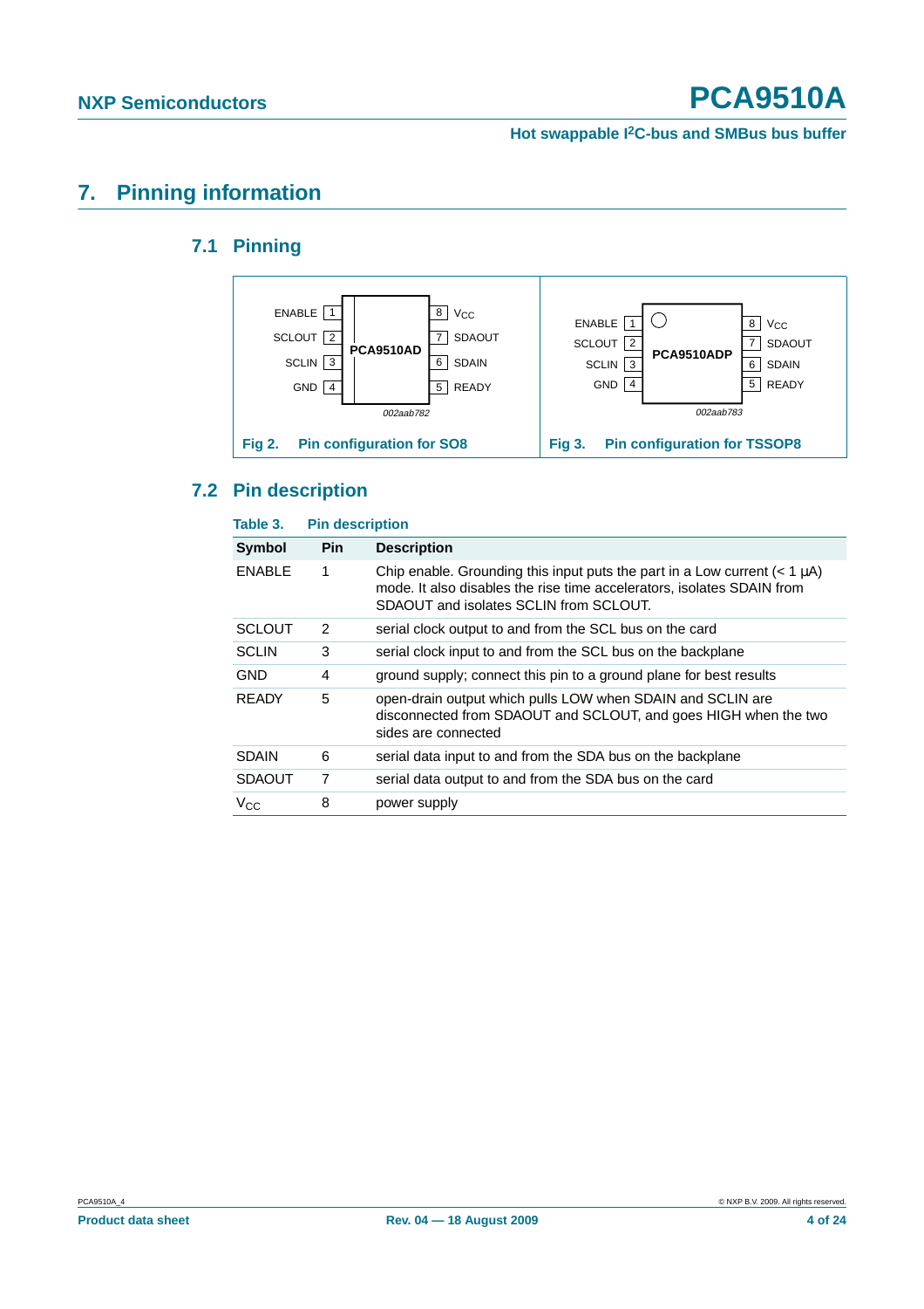# 7. Pinning information

## 7.1 Pinning

| Pin | Symbol | | Pin | Symbol |
|---|---|---|---|---|
| 1 | ENABLE | PCA9510AD | 8 | $V_{CC}$ |
| 2 | SCLOUT | | 7 | SDAOUT |
| 3 | SCLIN | | 6 | SDAIN |
| 4 | GND | | 5 | READY |

002aab782

**Fig 2. Pin configuration for SO8**

| Pin | Symbol | | Pin | Symbol |
|---|---|---|---|---|
| 1 | ENABLE | PCA9510ADP | 8 | $V_{CC}$ |
| 2 | SCLOUT | | 7 | SDAOUT |
| 3 | SCLIN | | 6 | SDAIN |
| 4 | GND | | 5 | READY |

002aab783

**Fig 3. Pin configuration for TSSOP8**

## 7.2 Pin description

**Table 3. Pin description**

| Symbol | Pin | Description |
|---|---|---|
| ENABLE | 1 | Chip enable. Grounding this input puts the part in a Low current (< 1 μA) mode. It also disables the rise time accelerators, isolates SDAIN from SDAOUT and isolates SCLIN from SCLOUT. |
| SCLOUT | 2 | serial clock output to and from the SCL bus on the card |
| SCLIN | 3 | serial clock input to and from the SCL bus on the backplane |
| GND | 4 | ground supply; connect this pin to a ground plane for best results |
| READY | 5 | open-drain output which pulls LOW when SDAIN and SCLIN are disconnected from SDAOUT and SCLOUT, and goes HIGH when the two sides are connected |
| SDAIN | 6 | serial data input to and from the SDA bus on the backplane |
| SDAOUT | 7 | serial data output to and from the SDA bus on the card |
| $V_{CC}$ | 8 | power supply |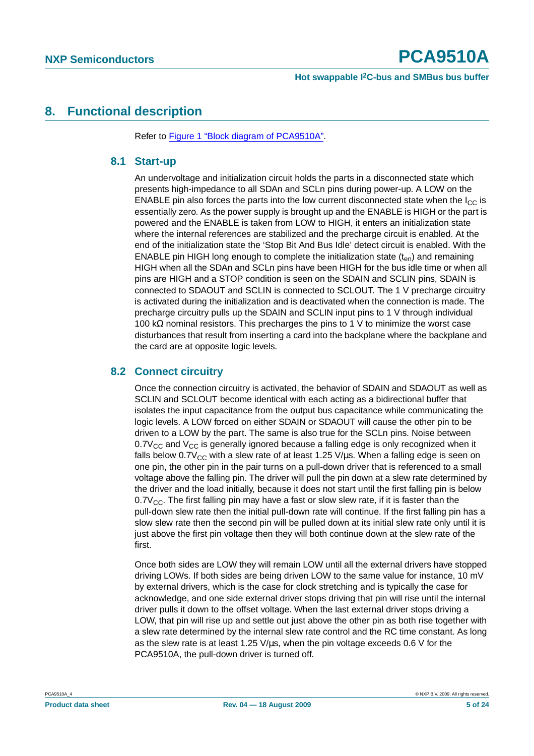## 8. Functional description

Refer to Figure 1 "Block diagram of PCA9510A".

### 8.1 Start-up

An undervoltage and initialization circuit holds the parts in a disconnected state which presents high-impedance to all SDAn and SCLn pins during power-up. A LOW on the ENABLE pin also forces the parts into the low current disconnected state when the $I_{CC}$ is essentially zero. As the power supply is brought up and the ENABLE is HIGH or the part is powered and the ENABLE is taken from LOW to HIGH, it enters an initialization state where the internal references are stabilized and the precharge circuit is enabled. At the end of the initialization state the 'Stop Bit And Bus Idle' detect circuit is enabled. With the ENABLE pin HIGH long enough to complete the initialization state ($t_{en}$) and remaining HIGH when all the SDAn and SCLn pins have been HIGH for the bus idle time or when all pins are HIGH and a STOP condition is seen on the SDAIN and SCLIN pins, SDAIN is connected to SDAOUT and SCLIN is connected to SCLOUT. The 1 V precharge circuitry is activated during the initialization and is deactivated when the connection is made. The precharge circuitry pulls up the SDAIN and SCLIN input pins to 1 V through individual 100 kΩ nominal resistors. This precharges the pins to 1 V to minimize the worst case disturbances that result from inserting a card into the backplane where the backplane and the card are at opposite logic levels.

### 8.2 Connect circuitry

Once the connection circuitry is activated, the behavior of SDAIN and SDAOUT as well as SCLIN and SCLOUT become identical with each acting as a bidirectional buffer that isolates the input capacitance from the output bus capacitance while communicating the logic levels. A LOW forced on either SDAIN or SDAOUT will cause the other pin to be driven to a LOW by the part. The same is also true for the SCLn pins. Noise between $0.7V_{CC}$ and $V_{CC}$ is generally ignored because a falling edge is only recognized when it falls below $0.7V_{CC}$ with a slew rate of at least 1.25 V/μs. When a falling edge is seen on one pin, the other pin in the pair turns on a pull-down driver that is referenced to a small voltage above the falling pin. The driver will pull the pin down at a slew rate determined by the driver and the load initially, because it does not start until the first falling pin is below $0.7V_{CC}$. The first falling pin may have a fast or slow slew rate, if it is faster than the pull-down slew rate then the initial pull-down rate will continue. If the first falling pin has a slow slew rate then the second pin will be pulled down at its initial slew rate only until it is just above the first pin voltage then they will both continue down at the slew rate of the first.

Once both sides are LOW they will remain LOW until all the external drivers have stopped driving LOWs. If both sides are being driven LOW to the same value for instance, 10 mV by external drivers, which is the case for clock stretching and is typically the case for acknowledge, and one side external driver stops driving that pin will rise until the internal driver pulls it down to the offset voltage. When the last external driver stops driving a LOW, that pin will rise up and settle out just above the other pin as both rise together with a slew rate determined by the internal slew rate control and the RC time constant. As long as the slew rate is at least 1.25 V/μs, when the pin voltage exceeds 0.6 V for the PCA9510A, the pull-down driver is turned off.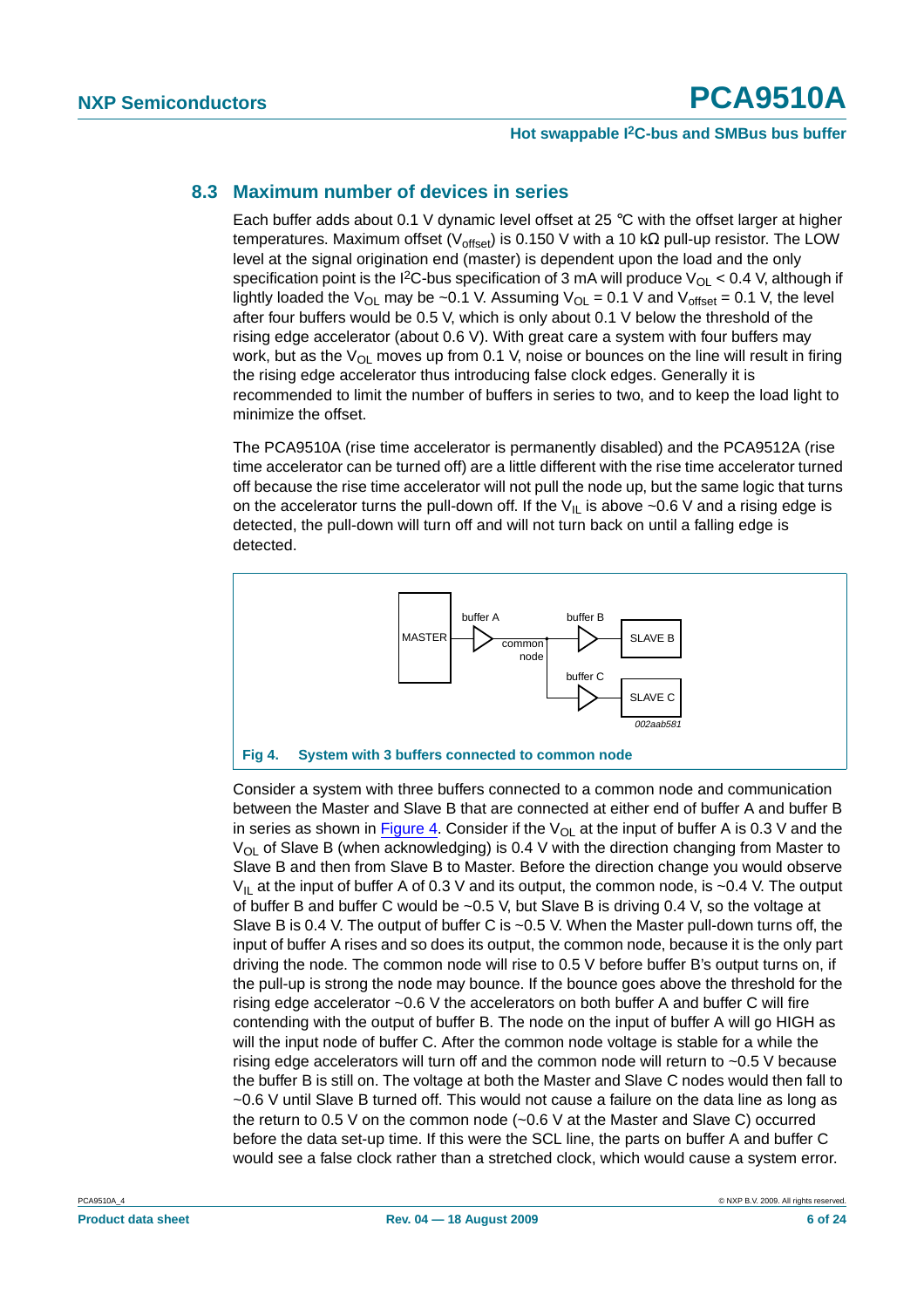## 8.3 Maximum number of devices in series

Each buffer adds about 0.1 V dynamic level offset at 25 °C with the offset larger at higher temperatures. Maximum offset ($V_{offset}$) is 0.150 V with a 10 kΩ pull-up resistor. The LOW level at the signal origination end (master) is dependent upon the load and the only specification point is the I²C-bus specification of 3 mA will produce $V_{OL}$ < 0.4 V, although if lightly loaded the $V_{OL}$ may be ~0.1 V. Assuming $V_{OL}$ = 0.1 V and $V_{offset}$ = 0.1 V, the level after four buffers would be 0.5 V, which is only about 0.1 V below the threshold of the rising edge accelerator (about 0.6 V). With great care a system with four buffers may work, but as the $V_{OL}$ moves up from 0.1 V, noise or bounces on the line will result in firing the rising edge accelerator thus introducing false clock edges. Generally it is recommended to limit the number of buffers in series to two, and to keep the load light to minimize the offset.

The PCA9510A (rise time accelerator is permanently disabled) and the PCA9512A (rise time accelerator can be turned off) are a little different with the rise time accelerator turned off because the rise time accelerator will not pull the node up, but the same logic that turns on the accelerator turns the pull-down off. If the $V_{IL}$ is above ~0.6 V and a rising edge is detected, the pull-down will turn off and will not turn back on until a falling edge is detected.

MASTER — buffer A — common node — buffer B — SLAVE B; common node — buffer C — SLAVE C

002aab581

**Fig 4. System with 3 buffers connected to common node**

Consider a system with three buffers connected to a common node and communication between the Master and Slave B that are connected at either end of buffer A and buffer B in series as shown in Figure 4. Consider if the $V_{OL}$ at the input of buffer A is 0.3 V and the $V_{OL}$ of Slave B (when acknowledging) is 0.4 V with the direction changing from Master to Slave B and then from Slave B to Master. Before the direction change you would observe $V_{IL}$ at the input of buffer A of 0.3 V and its output, the common node, is ~0.4 V. The output of buffer B and buffer C would be ~0.5 V, but Slave B is driving 0.4 V, so the voltage at Slave B is 0.4 V. The output of buffer C is ~0.5 V. When the Master pull-down turns off, the input of buffer A rises and so does its output, the common node, because it is the only part driving the node. The common node will rise to 0.5 V before buffer B's output turns on, if the pull-up is strong the node may bounce. If the bounce goes above the threshold for the rising edge accelerator ~0.6 V the accelerators on both buffer A and buffer C will fire contending with the output of buffer B. The node on the input of buffer A will go HIGH as will the input node of buffer C. After the common node voltage is stable for a while the rising edge accelerators will turn off and the common node will return to ~0.5 V because the buffer B is still on. The voltage at both the Master and Slave C nodes would then fall to ~0.6 V until Slave B turned off. This would not cause a failure on the data line as long as the return to 0.5 V on the common node (~0.6 V at the Master and Slave C) occurred before the data set-up time. If this were the SCL line, the parts on buffer A and buffer C would see a false clock rather than a stretched clock, which would cause a system error.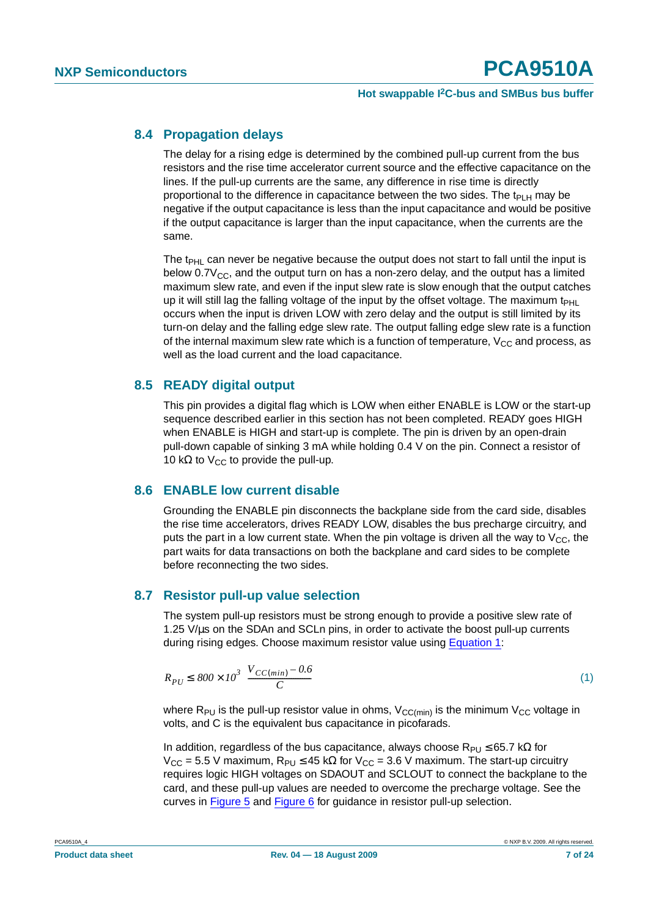## 8.4 Propagation delays

The delay for a rising edge is determined by the combined pull-up current from the bus resistors and the rise time accelerator current source and the effective capacitance on the lines. If the pull-up currents are the same, any difference in rise time is directly proportional to the difference in capacitance between the two sides. The $t_{PLH}$ may be negative if the output capacitance is less than the input capacitance and would be positive if the output capacitance is larger than the input capacitance, when the currents are the same.

The $t_{PHL}$ can never be negative because the output does not start to fall until the input is below $0.7V_{CC}$, and the output turn on has a non-zero delay, and the output has a limited maximum slew rate, and even if the input slew rate is slow enough that the output catches up it will still lag the falling voltage of the input by the offset voltage. The maximum $t_{PHL}$ occurs when the input is driven LOW with zero delay and the output is still limited by its turn-on delay and the falling edge slew rate. The output falling edge slew rate is a function of the internal maximum slew rate which is a function of temperature, $V_{CC}$ and process, as well as the load current and the load capacitance.

## 8.5 READY digital output

This pin provides a digital flag which is LOW when either ENABLE is LOW or the start-up sequence described earlier in this section has not been completed. READY goes HIGH when ENABLE is HIGH and start-up is complete. The pin is driven by an open-drain pull-down capable of sinking 3 mA while holding 0.4 V on the pin. Connect a resistor of 10 kΩ to $V_{CC}$ to provide the pull-up.

## 8.6 ENABLE low current disable

Grounding the ENABLE pin disconnects the backplane side from the card side, disables the rise time accelerators, drives READY LOW, disables the bus precharge circuitry, and puts the part in a low current state. When the pin voltage is driven all the way to $V_{CC}$, the part waits for data transactions on both the backplane and card sides to be complete before reconnecting the two sides.

## 8.7 Resistor pull-up value selection

The system pull-up resistors must be strong enough to provide a positive slew rate of 1.25 V/μs on the SDAn and SCLn pins, in order to activate the boost pull-up currents during rising edges. Choose maximum resistor value using Equation 1:

$$R_{PU} \leq 800 \times 10^{3} \; \frac{V_{CC(min)} - 0.6}{C} \qquad (1)$$

where $R_{PU}$ is the pull-up resistor value in ohms, $V_{CC(min)}$ is the minimum $V_{CC}$ voltage in volts, and C is the equivalent bus capacitance in picofarads.

In addition, regardless of the bus capacitance, always choose $R_{PU} \leq 65.7$ kΩ for $V_{CC} = 5.5$ V maximum, $R_{PU} \leq 45$ kΩ for $V_{CC} = 3.6$ V maximum. The start-up circuitry requires logic HIGH voltages on SDAOUT and SCLOUT to connect the backplane to the card, and these pull-up values are needed to overcome the precharge voltage. See the curves in Figure 5 and Figure 6 for guidance in resistor pull-up selection.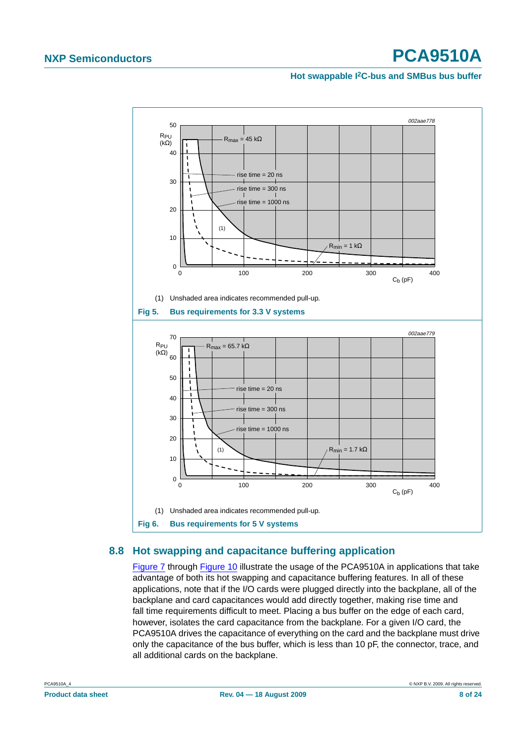(1) Unshaded area indicates recommended pull-up.

**Fig 5. Bus requirements for 3.3 V systems**

(1) Unshaded area indicates recommended pull-up.

**Fig 6. Bus requirements for 5 V systems**

## 8.8 Hot swapping and capacitance buffering application

Figure 7 through Figure 10 illustrate the usage of the PCA9510A in applications that take advantage of both its hot swapping and capacitance buffering features. In all of these applications, note that if the I/O cards were plugged directly into the backplane, all of the backplane and card capacitances would add directly together, making rise time and fall time requirements difficult to meet. Placing a bus buffer on the edge of each card, however, isolates the card capacitance from the backplane. For a given I/O card, the PCA9510A drives the capacitance of everything on the card and the backplane must drive only the capacitance of the bus buffer, which is less than 10 pF, the connector, trace, and all additional cards on the backplane.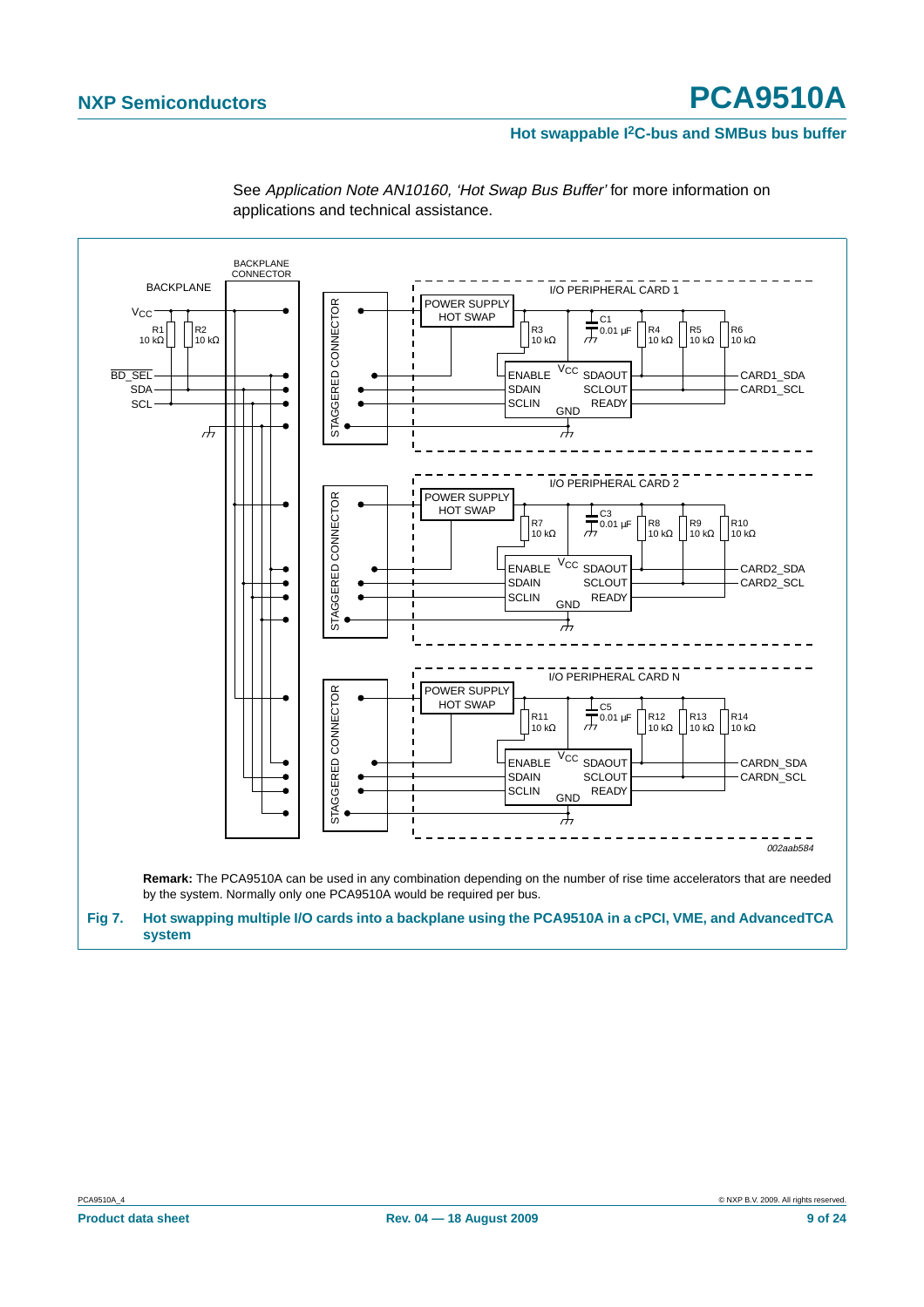See *Application Note AN10160, 'Hot Swap Bus Buffer'* for more information on applications and technical assistance.

**Remark:** The PCA9510A can be used in any combination depending on the number of rise time accelerators that are needed by the system. Normally only one PCA9510A would be required per bus.

**Fig 7. Hot swapping multiple I/O cards into a backplane using the PCA9510A in a cPCI, VME, and AdvancedTCA system**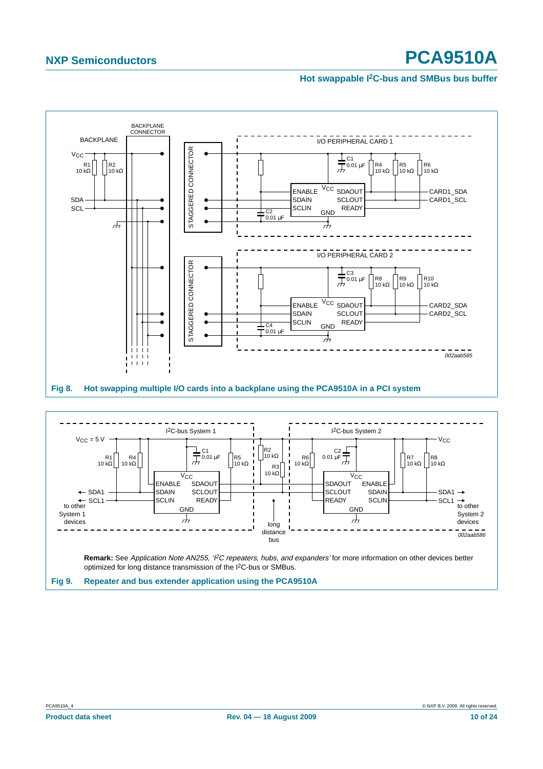**Fig 8. Hot swapping multiple I/O cards into a backplane using the PCA9510A in a PCI system**

**Remark:** See *Application Note AN255, 'I²C repeaters, hubs, and expanders'* for more information on other devices better optimized for long distance transmission of the I²C-bus or SMBus.

**Fig 9. Repeater and bus extender application using the PCA9510A**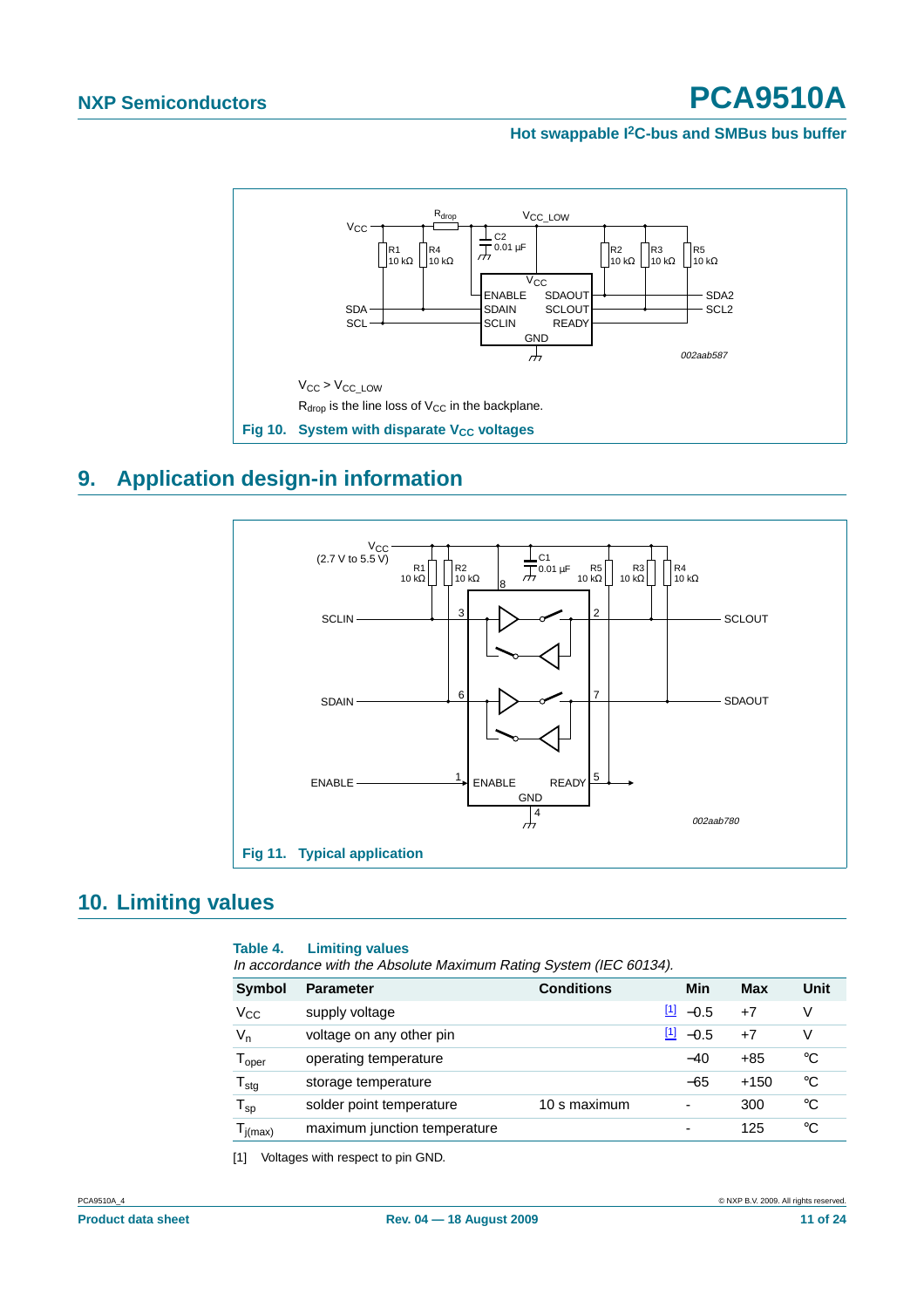$V_{CC} > V_{CC\_LOW}$

$R_{drop}$ is the line loss of $V_{CC}$ in the backplane.

**Fig 10. System with disparate $V_{CC}$ voltages**

## 9. Application design-in information

**Fig 11. Typical application**

## 10. Limiting values

**Table 4. Limiting values**

*In accordance with the Absolute Maximum Rating System (IEC 60134).*

| Symbol | Parameter | Conditions | | Min | Max | Unit |
|---|---|---|---|---|---|---|
| $V_{CC}$ | supply voltage | | [1] | −0.5 | +7 | V |
| $V_n$ | voltage on any other pin | | [1] | −0.5 | +7 | V |
| $T_{oper}$ | operating temperature | | | −40 | +85 | °C |
| $T_{stg}$ | storage temperature | | | −65 | +150 | °C |
| $T_{sp}$ | solder point temperature | 10 s maximum | | - | 300 | °C |
| $T_{j(max)}$ | maximum junction temperature | | | - | 125 | °C |

[1] Voltages with respect to pin GND.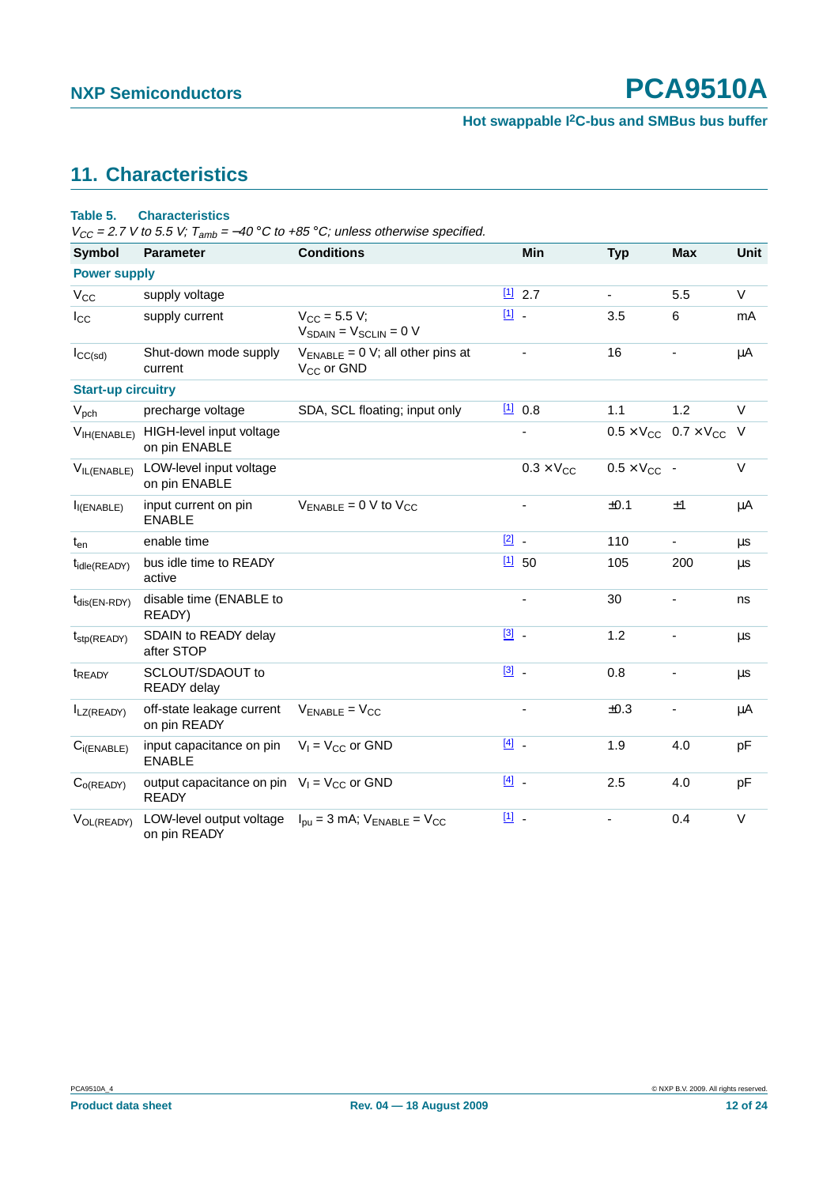## 11. Characteristics

**Table 5. Characteristics**

*$V_{CC}$ = 2.7 V to 5.5 V; $T_{amb}$ = −40 °C to +85 °C; unless otherwise specified.*

| Symbol | Parameter | Conditions | | Min | Typ | Max | Unit |
|---|---|---|---|---|---|---|---|
| **Power supply** | | | | | | | |
| $V_{CC}$ | supply voltage | | [1] | 2.7 | - | 5.5 | V |
| $I_{CC}$ | supply current | $V_{CC}$ = 5.5 V; $V_{SDAIN}$ = $V_{SCLIN}$ = 0 V | [1] | - | 3.5 | 6 | mA |
| $I_{CC(sd)}$ | Shut-down mode supply current | $V_{ENABLE}$ = 0 V; all other pins at $V_{CC}$ or GND | | - | 16 | - | μA |
| **Start-up circuitry** | | | | | | | |
| $V_{pch}$ | precharge voltage | SDA, SCL floating; input only | [1] | 0.8 | 1.1 | 1.2 | V |
| $V_{IH(ENABLE)}$ | HIGH-level input voltage on pin ENABLE | | | - | 0.5 × $V_{CC}$ | 0.7 × $V_{CC}$ | V |
| $V_{IL(ENABLE)}$ | LOW-level input voltage on pin ENABLE | | | 0.3 × $V_{CC}$ | 0.5 × $V_{CC}$ | - | V |
| $I_{I(ENABLE)}$ | input current on pin ENABLE | $V_{ENABLE}$ = 0 V to $V_{CC}$ | | - | ±0.1 | ±1 | μA |
| $t_{en}$ | enable time | | [2] | - | 110 | - | μs |
| $t_{idle(READY)}$ | bus idle time to READY active | | [1] | 50 | 105 | 200 | μs |
| $t_{dis(EN-RDY)}$ | disable time (ENABLE to READY) | | | - | 30 | - | ns |
| $t_{stp(READY)}$ | SDAIN to READY delay after STOP | | [3] | - | 1.2 | - | μs |
| $t_{READY}$ | SCLOUT/SDAOUT to READY delay | | [3] | - | 0.8 | - | μs |
| $I_{LZ(READY)}$ | off-state leakage current on pin READY | $V_{ENABLE}$ = $V_{CC}$ | | - | ±0.3 | - | μA |
| $C_{i(ENABLE)}$ | input capacitance on pin ENABLE | $V_I$ = $V_{CC}$ or GND | [4] | - | 1.9 | 4.0 | pF |
| $C_{o(READY)}$ | output capacitance on pin READY | $V_I$ = $V_{CC}$ or GND | [4] | - | 2.5 | 4.0 | pF |
| $V_{OL(READY)}$ | LOW-level output voltage on pin READY | $I_{pu}$ = 3 mA; $V_{ENABLE}$ = $V_{CC}$ | [1] | - | - | 0.4 | V |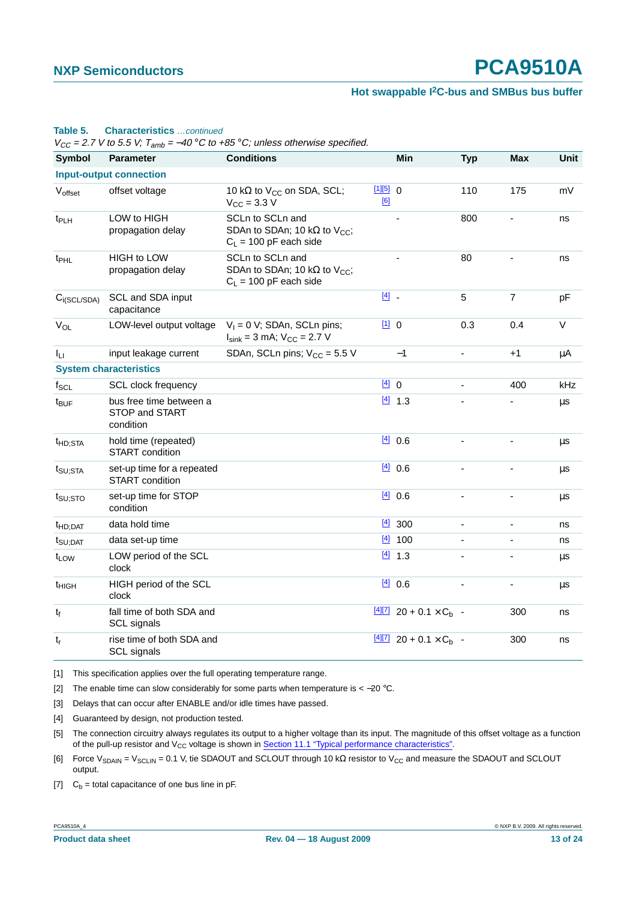**Table 5. Characteristics** *...continued*

*$V_{CC}$ = 2.7 V to 5.5 V; $T_{amb}$ = −40 °C to +85 °C; unless otherwise specified.*

| Symbol | Parameter | Conditions | | Min | Typ | Max | Unit |
|---|---|---|---|---|---|---|---|
| **Input-output connection** | | | | | | | |
| $V_{offset}$ | offset voltage | 10 kΩ to $V_{CC}$ on SDA, SCL; $V_{CC}$ = 3.3 V | [1][5] [6] | 0 | 110 | 175 | mV |
| $t_{PLH}$ | LOW to HIGH propagation delay | SCLn to SCLn and SDAn to SDAn; 10 kΩ to $V_{CC}$; $C_L$ = 100 pF each side | | - | 800 | - | ns |
| $t_{PHL}$ | HIGH to LOW propagation delay | SCLn to SCLn and SDAn to SDAn; 10 kΩ to $V_{CC}$; $C_L$ = 100 pF each side | | - | 80 | - | ns |
| $C_{i(SCL/SDA)}$ | SCL and SDA input capacitance | | [4] | - | 5 | 7 | pF |
| $V_{OL}$ | LOW-level output voltage | $V_I$ = 0 V; SDAn, SCLn pins; $I_{sink}$ = 3 mA; $V_{CC}$ = 2.7 V | [1] | 0 | 0.3 | 0.4 | V |
| $I_{LI}$ | input leakage current | SDAn, SCLn pins; $V_{CC}$ = 5.5 V | | −1 | - | +1 | µA |
| **System characteristics** | | | | | | | |
| $f_{SCL}$ | SCL clock frequency | | [4] | 0 | - | 400 | kHz |
| $t_{BUF}$ | bus free time between a STOP and START condition | | [4] | 1.3 | - | - | µs |
| $t_{HD;STA}$ | hold time (repeated) START condition | | [4] | 0.6 | - | - | µs |
| $t_{SU;STA}$ | set-up time for a repeated START condition | | [4] | 0.6 | - | - | µs |
| $t_{SU;STO}$ | set-up time for STOP condition | | [4] | 0.6 | - | - | µs |
| $t_{HD;DAT}$ | data hold time | | [4] | 300 | - | - | ns |
| $t_{SU;DAT}$ | data set-up time | | [4] | 100 | - | - | ns |
| $t_{LOW}$ | LOW period of the SCL clock | | [4] | 1.3 | - | - | µs |
| $t_{HIGH}$ | HIGH period of the SCL clock | | [4] | 0.6 | - | - | µs |
| $t_f$ | fall time of both SDA and SCL signals | | [4][7] | $20 + 0.1 \times C_b$ | - | 300 | ns |
| $t_r$ | rise time of both SDA and SCL signals | | [4][7] | $20 + 0.1 \times C_b$ | - | 300 | ns |

[1] This specification applies over the full operating temperature range.

[2] The enable time can slow considerably for some parts when temperature is < −20 °C.

[3] Delays that can occur after ENABLE and/or idle times have passed.

[4] Guaranteed by design, not production tested.

[5] The connection circuitry always regulates its output to a higher voltage than its input. The magnitude of this offset voltage as a function of the pull-up resistor and $V_{CC}$ voltage is shown in Section 11.1 "Typical performance characteristics".

[6] Force $V_{SDAIN}$ = $V_{SCLIN}$ = 0.1 V, tie SDAOUT and SCLOUT through 10 kΩ resistor to $V_{CC}$ and measure the SDAOUT and SCLOUT output.

[7] $C_b$ = total capacitance of one bus line in pF.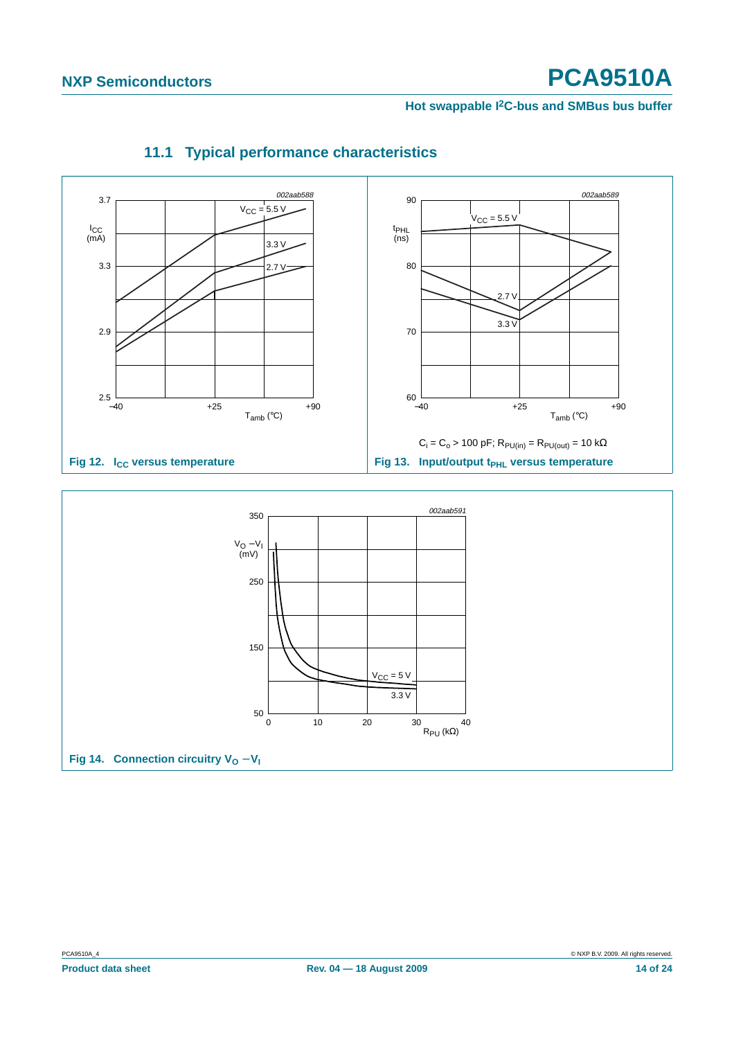### 11.1 Typical performance characteristics

Fig 12. $I_{CC}$ versus temperature

$C_i = C_o > 100$ pF; $R_{PU(in)} = R_{PU(out)} = 10$ kΩ

Fig 13. Input/output $t_{PHL}$ versus temperature

Fig 14. Connection circuitry $V_O - V_I$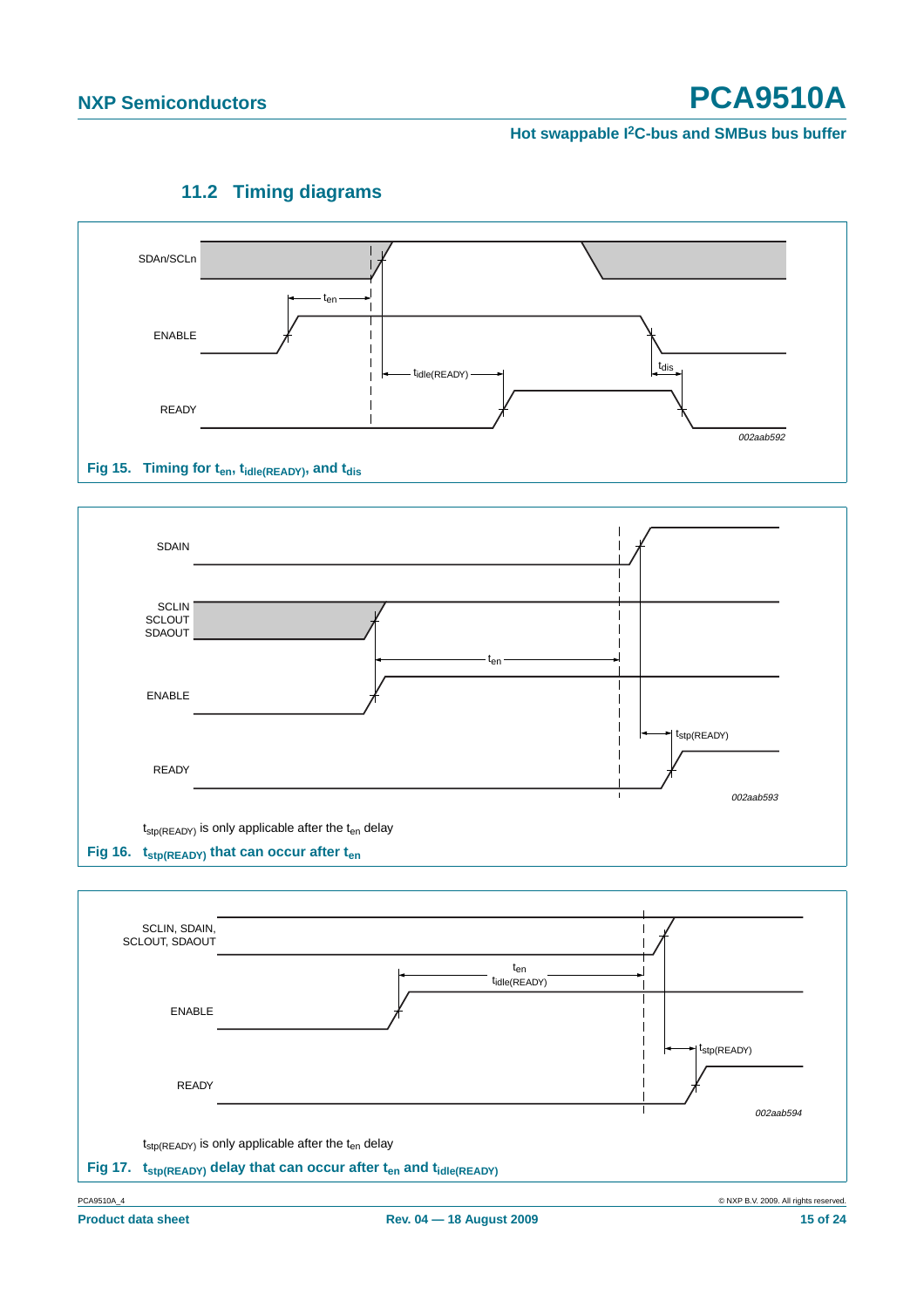### 11.2 Timing diagrams

Fig 15. Timing for $t_{en}$, $t_{idle(READY)}$, and $t_{dis}$

$t_{stp(READY)}$ is only applicable after the $t_{en}$ delay

Fig 16. $t_{stp(READY)}$ that can occur after $t_{en}$

$t_{stp(READY)}$ is only applicable after the $t_{en}$ delay

Fig 17. $t_{stp(READY)}$ delay that can occur after $t_{en}$ and $t_{idle(READY)}$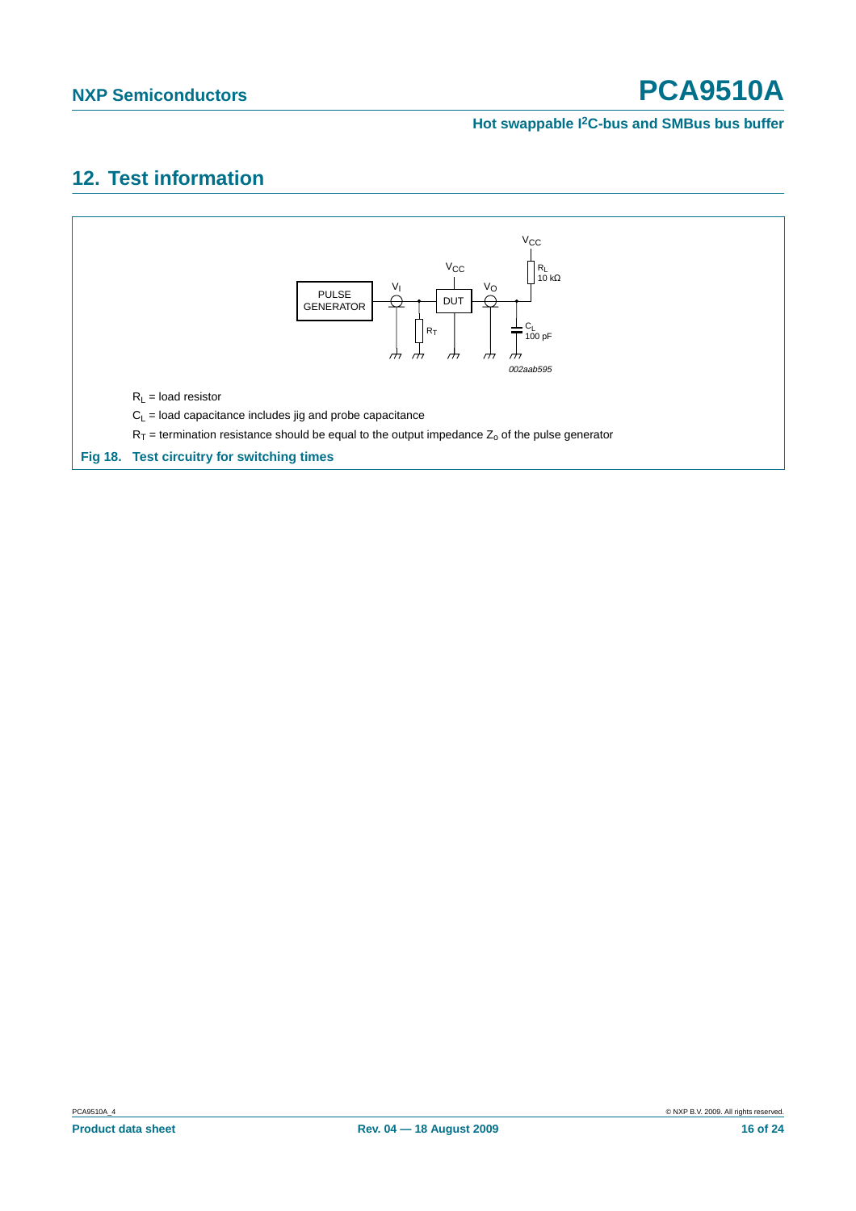## 12. Test information

$R_L$ = load resistor

$C_L$ = load capacitance includes jig and probe capacitance

$R_T$ = termination resistance should be equal to the output impedance $Z_o$ of the pulse generator

**Fig 18. Test circuitry for switching times**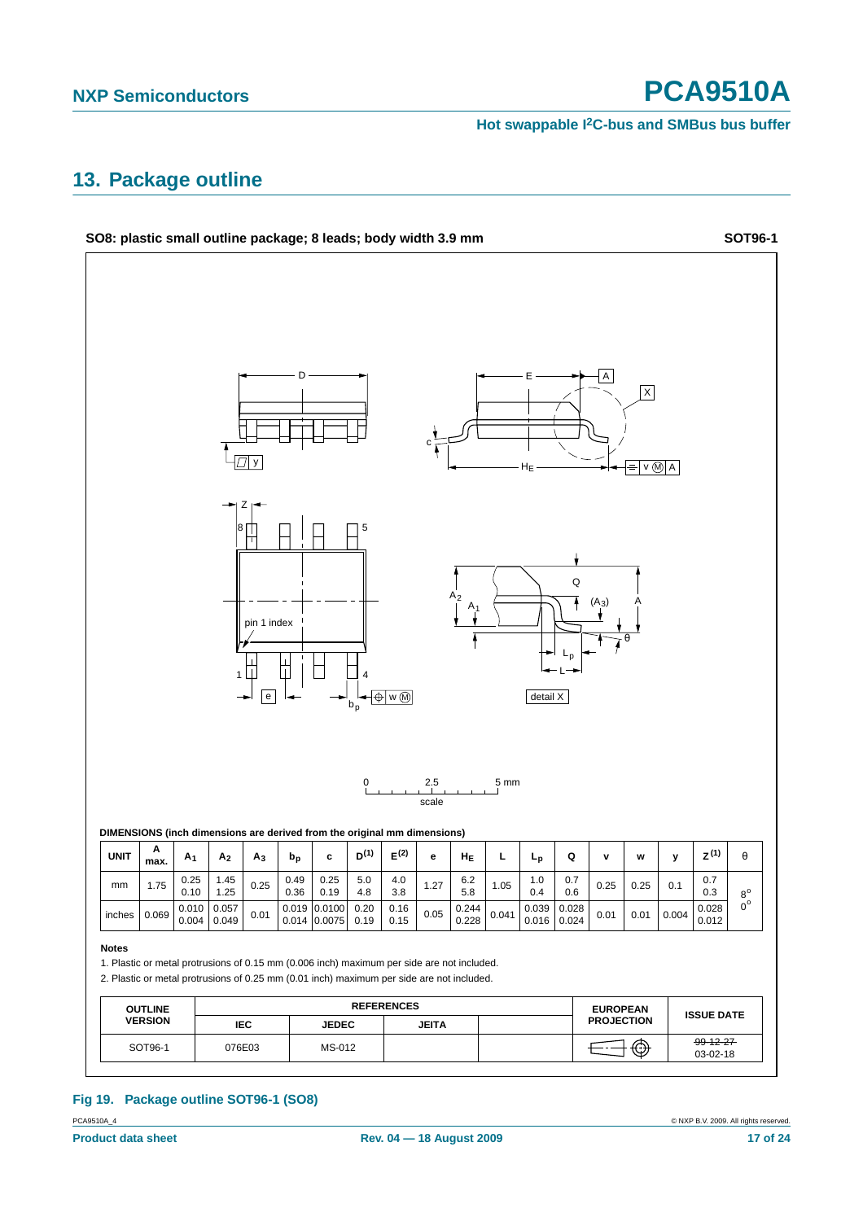## 13. Package outline

**SO8: plastic small outline package; 8 leads; body width 3.9 mm** **SOT96-1**

DIMENSIONS (inch dimensions are derived from the original mm dimensions)

| UNIT | A max. | $A_1$ | $A_2$ | $A_3$ | $b_p$ | c | $D^{(1)}$ | $E^{(2)}$ | e | $H_E$ | L | $L_p$ | Q | v | w | y | $Z^{(1)}$ | θ |
|---|---|---|---|---|---|---|---|---|---|---|---|---|---|---|---|---|---|---|
| mm | 1.75 | 0.25<br>0.10 | 1.45<br>1.25 | 0.25 | 0.49<br>0.36 | 0.25<br>0.19 | 5.0<br>4.8 | 4.0<br>3.8 | 1.27 | 6.2<br>5.8 | 1.05 | 1.0<br>0.4 | 0.7<br>0.6 | 0.25 | 0.25 | 0.1 | 0.7<br>0.3 | 8°<br>0° |
| inches | 0.069 | 0.010<br>0.004 | 0.057<br>0.049 | 0.01 | 0.019<br>0.014 | 0.0100<br>0.0075 | 0.20<br>0.19 | 0.16<br>0.15 | 0.05 | 0.244<br>0.228 | 0.041 | 0.039<br>0.016 | 0.028<br>0.024 | 0.01 | 0.01 | 0.004 | 0.028<br>0.012 | |

**Notes**

1. Plastic or metal protrusions of 0.15 mm (0.006 inch) maximum per side are not included.
2. Plastic or metal protrusions of 0.25 mm (0.01 inch) maximum per side are not included.

| OUTLINE VERSION | REFERENCES | | | | EUROPEAN PROJECTION | ISSUE DATE |
|---|---|---|---|---|---|---|
| | IEC | JEDEC | JEITA | | | |
| SOT96-1 | 076E03 | MS-012 | | | | ~~99-12-27~~<br>03-02-18 |

**Fig 19. Package outline SOT96-1 (SO8)**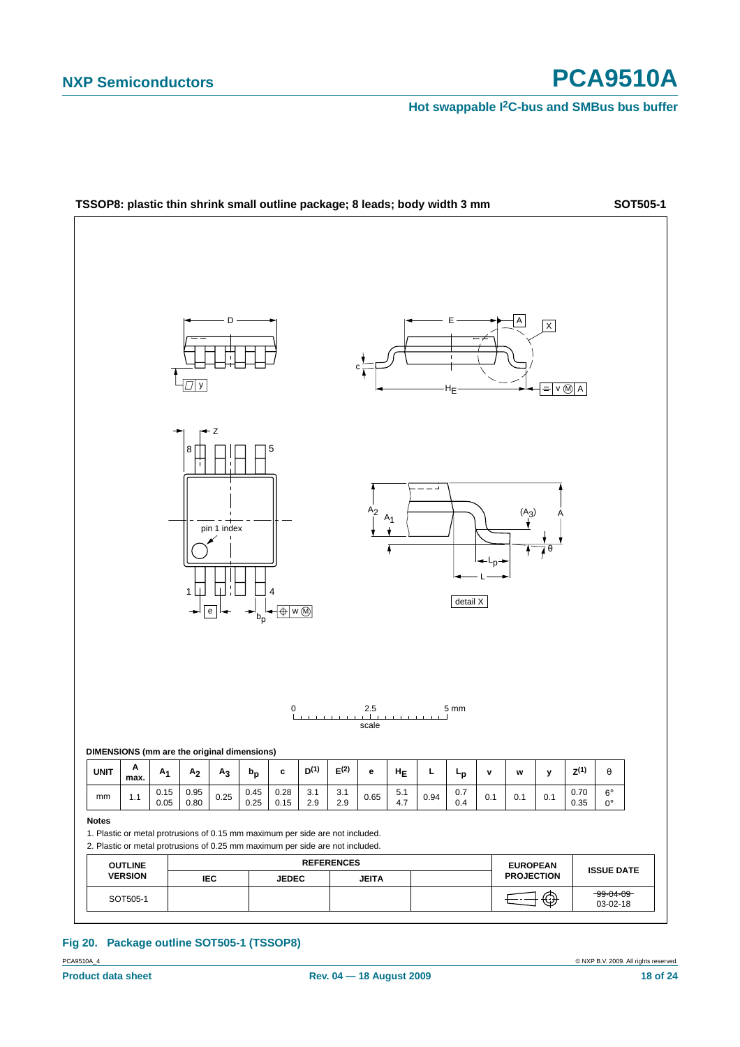**TSSOP8: plastic thin shrink small outline package; 8 leads; body width 3 mm** **SOT505-1**

**DIMENSIONS (mm are the original dimensions)**

| UNIT | A max. | $A_1$ | $A_2$ | $A_3$ | $b_p$ | c | $D^{(1)}$ | $E^{(2)}$ | e | $H_E$ | L | $L_p$ | v | w | y | $Z^{(1)}$ | θ |
|---|---|---|---|---|---|---|---|---|---|---|---|---|---|---|---|---|---|
| mm | 1.1 | 0.15<br>0.05 | 0.95<br>0.80 | 0.25 | 0.45<br>0.25 | 0.28<br>0.15 | 3.1<br>2.9 | 3.1<br>2.9 | 0.65 | 5.1<br>4.7 | 0.94 | 0.7<br>0.4 | 0.1 | 0.1 | 0.1 | 0.70<br>0.35 | 6°<br>0° |

**Notes**

1. Plastic or metal protrusions of 0.15 mm maximum per side are not included.
2. Plastic or metal protrusions of 0.25 mm maximum per side are not included.

| OUTLINE VERSION | REFERENCES | | | | EUROPEAN PROJECTION | ISSUE DATE |
|---|---|---|---|---|---|---|
| | IEC | JEDEC | JEITA | | | |
| SOT505-1 | | | | | | ~~99-04-09~~<br>03-02-18 |

**Fig 20. Package outline SOT505-1 (TSSOP8)**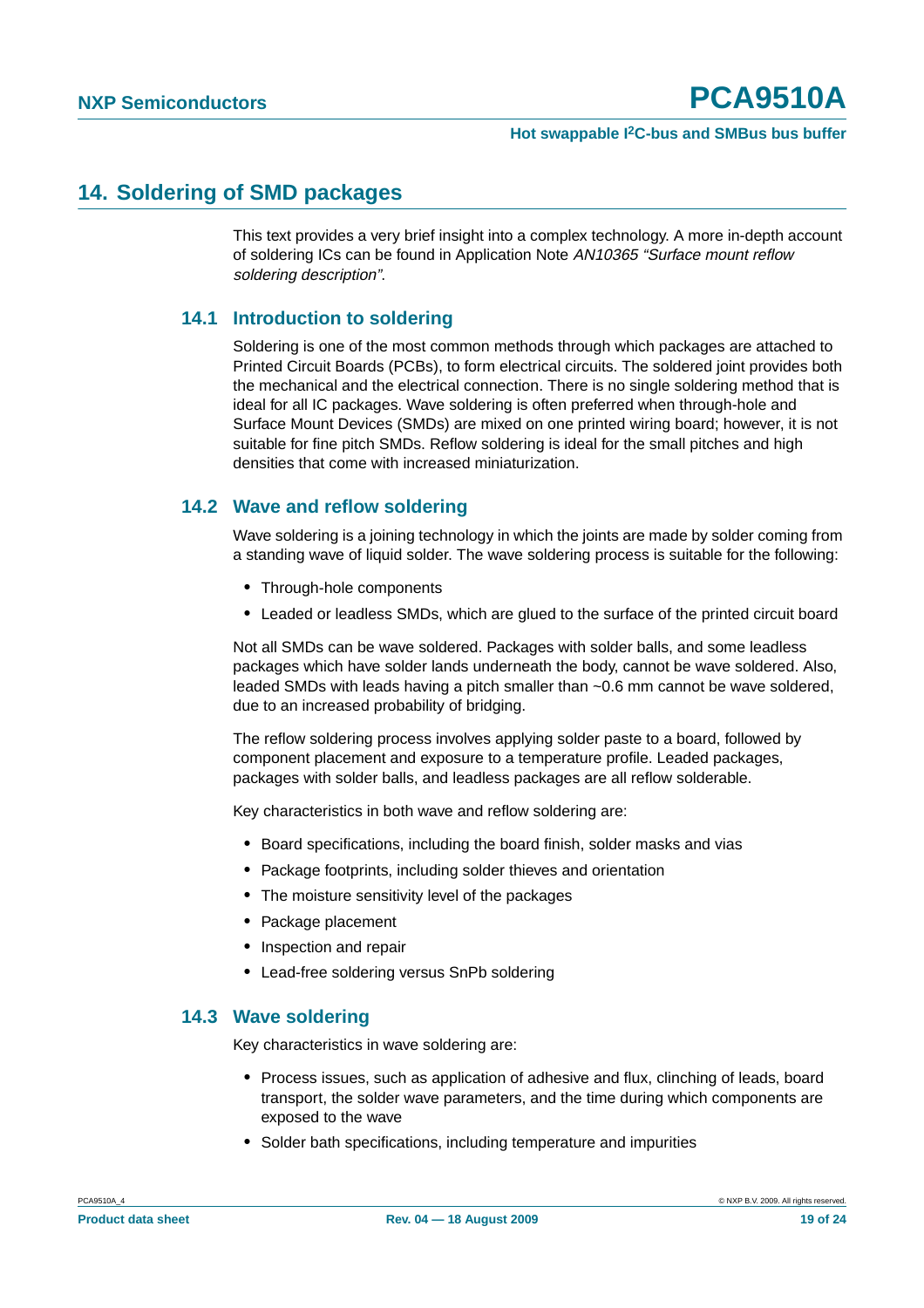# 14. Soldering of SMD packages

This text provides a very brief insight into a complex technology. A more in-depth account of soldering ICs can be found in Application Note *AN10365 “Surface mount reflow soldering description”*.

## 14.1 Introduction to soldering

Soldering is one of the most common methods through which packages are attached to Printed Circuit Boards (PCBs), to form electrical circuits. The soldered joint provides both the mechanical and the electrical connection. There is no single soldering method that is ideal for all IC packages. Wave soldering is often preferred when through-hole and Surface Mount Devices (SMDs) are mixed on one printed wiring board; however, it is not suitable for fine pitch SMDs. Reflow soldering is ideal for the small pitches and high densities that come with increased miniaturization.

## 14.2 Wave and reflow soldering

Wave soldering is a joining technology in which the joints are made by solder coming from a standing wave of liquid solder. The wave soldering process is suitable for the following:

- Through-hole components
- Leaded or leadless SMDs, which are glued to the surface of the printed circuit board

Not all SMDs can be wave soldered. Packages with solder balls, and some leadless packages which have solder lands underneath the body, cannot be wave soldered. Also, leaded SMDs with leads having a pitch smaller than ~0.6 mm cannot be wave soldered, due to an increased probability of bridging.

The reflow soldering process involves applying solder paste to a board, followed by component placement and exposure to a temperature profile. Leaded packages, packages with solder balls, and leadless packages are all reflow solderable.

Key characteristics in both wave and reflow soldering are:

- Board specifications, including the board finish, solder masks and vias
- Package footprints, including solder thieves and orientation
- The moisture sensitivity level of the packages
- Package placement
- Inspection and repair
- Lead-free soldering versus SnPb soldering

## 14.3 Wave soldering

Key characteristics in wave soldering are:

- Process issues, such as application of adhesive and flux, clinching of leads, board transport, the solder wave parameters, and the time during which components are exposed to the wave
- Solder bath specifications, including temperature and impurities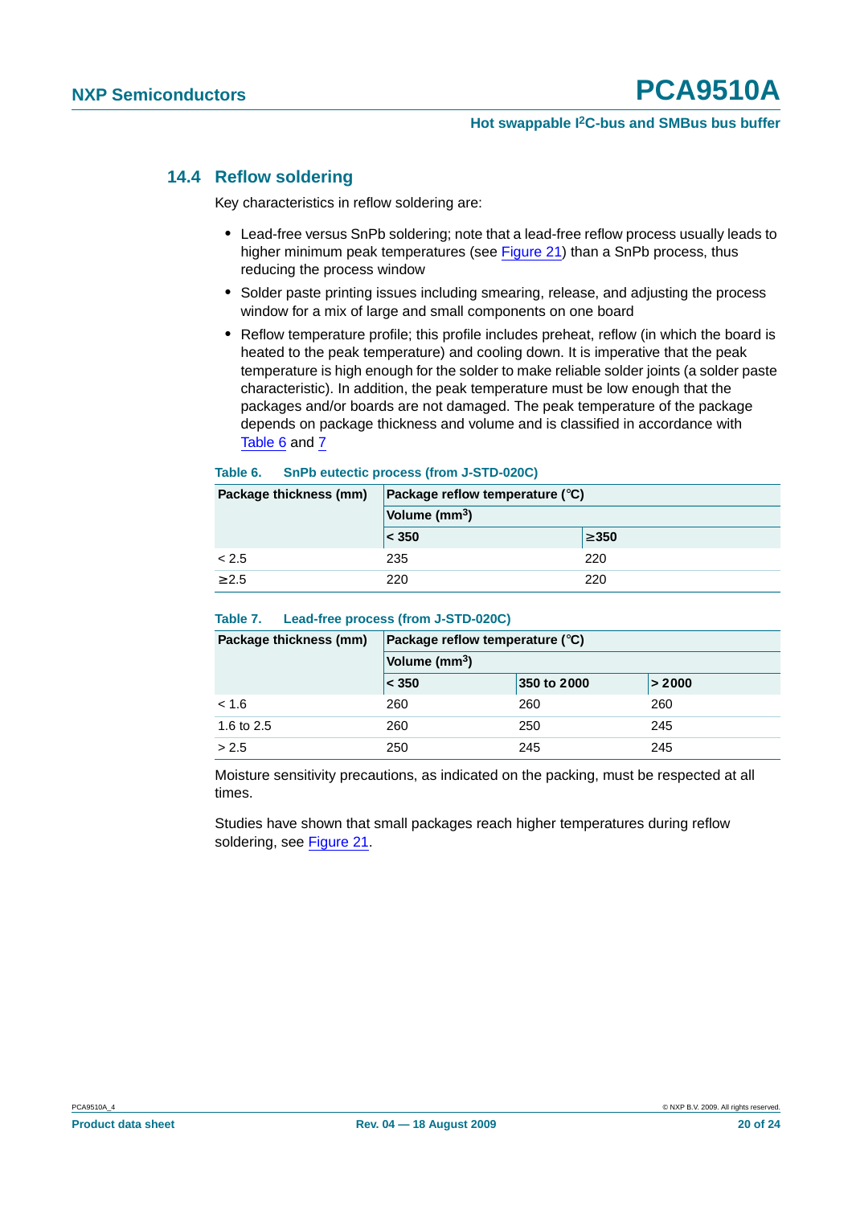### 14.4 Reflow soldering

Key characteristics in reflow soldering are:

- Lead-free versus SnPb soldering; note that a lead-free reflow process usually leads to higher minimum peak temperatures (see Figure 21) than a SnPb process, thus reducing the process window
- Solder paste printing issues including smearing, release, and adjusting the process window for a mix of large and small components on one board
- Reflow temperature profile; this profile includes preheat, reflow (in which the board is heated to the peak temperature) and cooling down. It is imperative that the peak temperature is high enough for the solder to make reliable solder joints (a solder paste characteristic). In addition, the peak temperature must be low enough that the packages and/or boards are not damaged. The peak temperature of the package depends on package thickness and volume and is classified in accordance with Table 6 and 7

**Table 6. SnPb eutectic process (from J-STD-020C)**

| Package thickness (mm) | Package reflow temperature (°C) | |
|---|---|---|
| | Volume ($mm^3$) | |
| | < 350 | ≥350 |
| < 2.5 | 235 | 220 |
| ≥2.5 | 220 | 220 |

**Table 7. Lead-free process (from J-STD-020C)**

| Package thickness (mm) | Package reflow temperature (°C) | | |
|---|---|---|---|
| | Volume ($mm^3$) | | |
| | < 350 | 350 to 2000 | > 2000 |
| < 1.6 | 260 | 260 | 260 |
| 1.6 to 2.5 | 260 | 250 | 245 |
| > 2.5 | 250 | 245 | 245 |

Moisture sensitivity precautions, as indicated on the packing, must be respected at all times.

Studies have shown that small packages reach higher temperatures during reflow soldering, see Figure 21.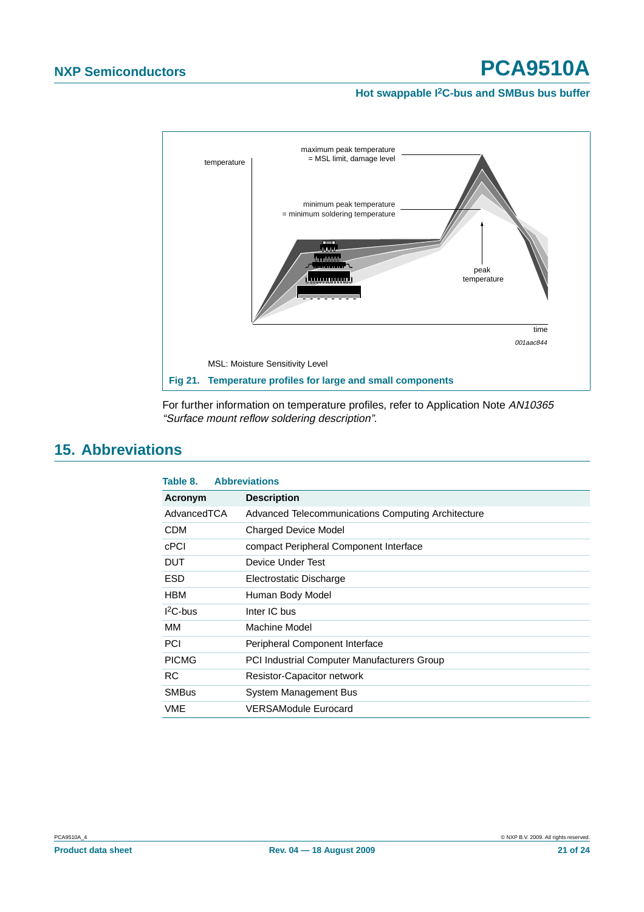maximum peak temperature = MSL limit, damage level

temperature

minimum peak temperature = minimum soldering temperature

peak temperature

time

001aac844

MSL: Moisture Sensitivity Level

**Fig 21. Temperature profiles for large and small components**

For further information on temperature profiles, refer to Application Note *AN10365 “Surface mount reflow soldering description”*.

## 15. Abbreviations

**Table 8. Abbreviations**

| Acronym | Description |
|---|---|
| AdvancedTCA | Advanced Telecommunications Computing Architecture |
| CDM | Charged Device Model |
| cPCI | compact Peripheral Component Interface |
| DUT | Device Under Test |
| ESD | Electrostatic Discharge |
| HBM | Human Body Model |
| $I^2C$-bus | Inter IC bus |
| MM | Machine Model |
| PCI | Peripheral Component Interface |
| PICMG | PCI Industrial Computer Manufacturers Group |
| RC | Resistor-Capacitor network |
| SMBus | System Management Bus |
| VME | VERSAModule Eurocard |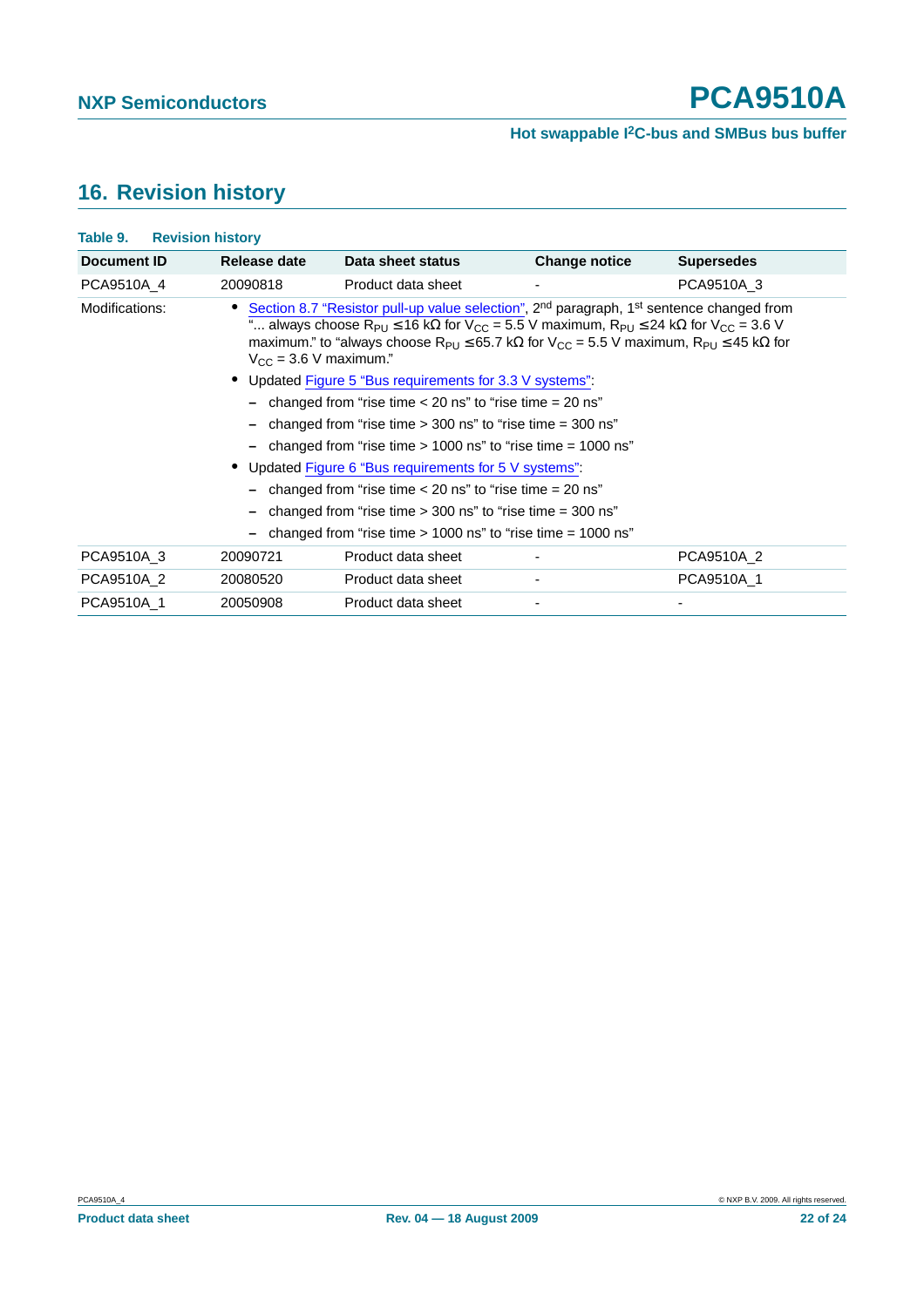## 16. Revision history

**Table 9. Revision history**

| Document ID | Release date | Data sheet status | Change notice | Supersedes |
|---|---|---|---|---|
| PCA9510A_4 | 20090818 | Product data sheet | - | PCA9510A_3 |
| Modifications: | • Section 8.7 "Resistor pull-up value selection", 2nd paragraph, 1st sentence changed from "... always choose $R_{PU} \leq 16$ kΩ for $V_{CC}$ = 5.5 V maximum, $R_{PU} \leq 24$ kΩ for $V_{CC}$ = 3.6 V maximum." to "always choose $R_{PU} \leq 65.7$ kΩ for $V_{CC}$ = 5.5 V maximum, $R_{PU} \leq 45$ kΩ for $V_{CC}$ = 3.6 V maximum." <br>• Updated Figure 5 "Bus requirements for 3.3 V systems": <br>– changed from "rise time < 20 ns" to "rise time = 20 ns" <br>– changed from "rise time > 300 ns" to "rise time = 300 ns" <br>– changed from "rise time > 1000 ns" to "rise time = 1000 ns" <br>• Updated Figure 6 "Bus requirements for 5 V systems": <br>– changed from "rise time < 20 ns" to "rise time = 20 ns" <br>– changed from "rise time > 300 ns" to "rise time = 300 ns" <br>– changed from "rise time > 1000 ns" to "rise time = 1000 ns" | | | |
| PCA9510A_3 | 20090721 | Product data sheet | - | PCA9510A_2 |
| PCA9510A_2 | 20080520 | Product data sheet | - | PCA9510A_1 |
| PCA9510A_1 | 20050908 | Product data sheet | - | - |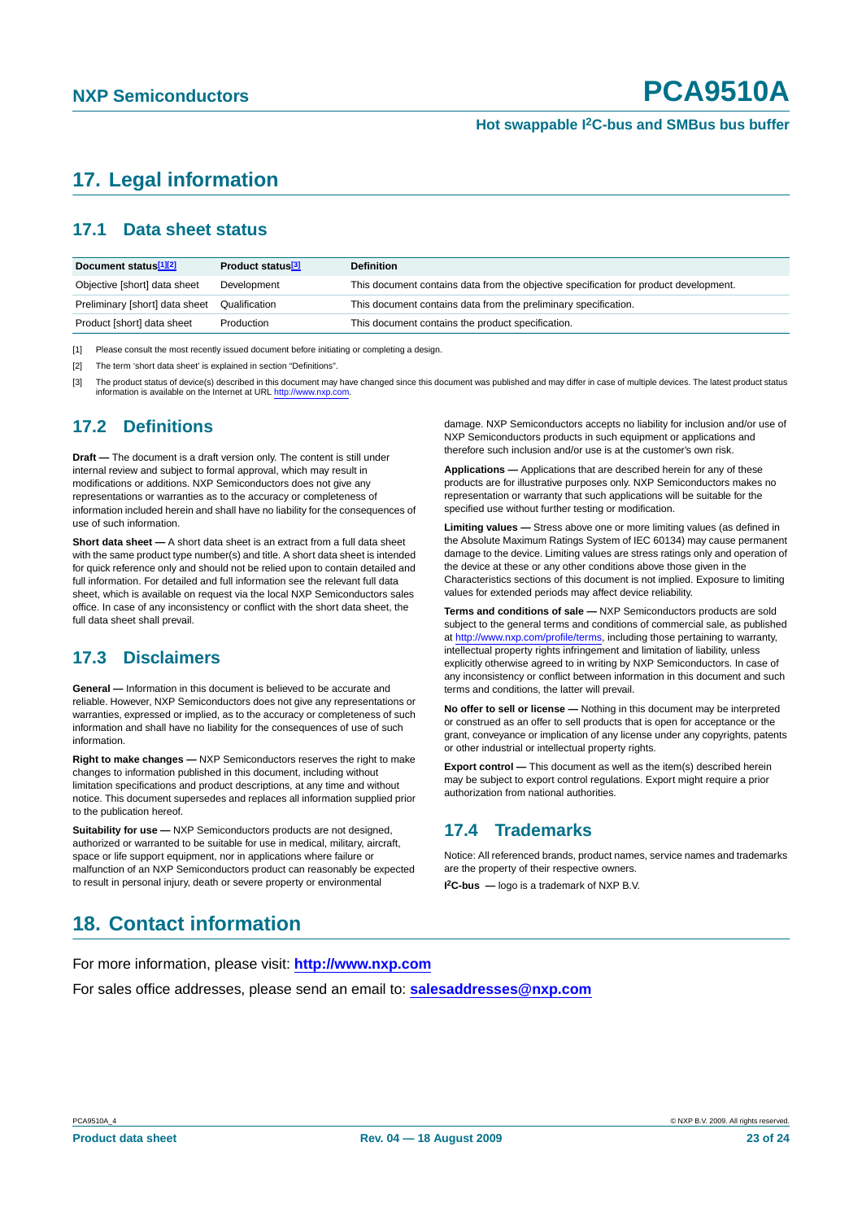# 17. Legal information

## 17.1 Data sheet status

| Document status[1][2] | Product status[3] | Definition |
|---|---|---|
| Objective [short] data sheet | Development | This document contains data from the objective specification for product development. |
| Preliminary [short] data sheet | Qualification | This document contains data from the preliminary specification. |
| Product [short] data sheet | Production | This document contains the product specification. |

[1] Please consult the most recently issued document before initiating or completing a design.

[2] The term 'short data sheet' is explained in section "Definitions".

[3] The product status of device(s) described in this document may have changed since this document was published and may differ in case of multiple devices. The latest product status information is available on the Internet at URL http://www.nxp.com.

## 17.2 Definitions

**Draft —** The document is a draft version only. The content is still under internal review and subject to formal approval, which may result in modifications or additions. NXP Semiconductors does not give any representations or warranties as to the accuracy or completeness of information included herein and shall have no liability for the consequences of use of such information.

**Short data sheet —** A short data sheet is an extract from a full data sheet with the same product type number(s) and title. A short data sheet is intended for quick reference only and should not be relied upon to contain detailed and full information. For detailed and full information see the relevant full data sheet, which is available on request via the local NXP Semiconductors sales office. In case of any inconsistency or conflict with the short data sheet, the full data sheet shall prevail.

## 17.3 Disclaimers

**General —** Information in this document is believed to be accurate and reliable. However, NXP Semiconductors does not give any representations or warranties, expressed or implied, as to the accuracy or completeness of such information and shall have no liability for the consequences of use of such information.

**Right to make changes —** NXP Semiconductors reserves the right to make changes to information published in this document, including without limitation specifications and product descriptions, at any time and without notice. This document supersedes and replaces all information supplied prior to the publication hereof.

**Suitability for use —** NXP Semiconductors products are not designed, authorized or warranted to be suitable for use in medical, military, aircraft, space or life support equipment, nor in applications where failure or malfunction of an NXP Semiconductors product can reasonably be expected to result in personal injury, death or severe property or environmental damage. NXP Semiconductors accepts no liability for inclusion and/or use of NXP Semiconductors products in such equipment or applications and therefore such inclusion and/or use is at the customer's own risk.

**Applications —** Applications that are described herein for any of these products are for illustrative purposes only. NXP Semiconductors makes no representation or warranty that such applications will be suitable for the specified use without further testing or modification.

**Limiting values —** Stress above one or more limiting values (as defined in the Absolute Maximum Ratings System of IEC 60134) may cause permanent damage to the device. Limiting values are stress ratings only and operation of the device at these or any other conditions above those given in the Characteristics sections of this document is not implied. Exposure to limiting values for extended periods may affect device reliability.

**Terms and conditions of sale —** NXP Semiconductors products are sold subject to the general terms and conditions of commercial sale, as published at http://www.nxp.com/profile/terms, including those pertaining to warranty, intellectual property rights infringement and limitation of liability, unless explicitly otherwise agreed to in writing by NXP Semiconductors. In case of any inconsistency or conflict between information in this document and such terms and conditions, the latter will prevail.

**No offer to sell or license —** Nothing in this document may be interpreted or construed as an offer to sell products that is open for acceptance or the grant, conveyance or implication of any license under any copyrights, patents or other industrial or intellectual property rights.

**Export control —** This document as well as the item(s) described herein may be subject to export control regulations. Export might require a prior authorization from national authorities.

## 17.4 Trademarks

Notice: All referenced brands, product names, service names and trademarks are the property of their respective owners.

**I$^2$C-bus —** logo is a trademark of NXP B.V.

# 18. Contact information

For more information, please visit: **http://www.nxp.com**

For sales office addresses, please send an email to: **salesaddresses@nxp.com**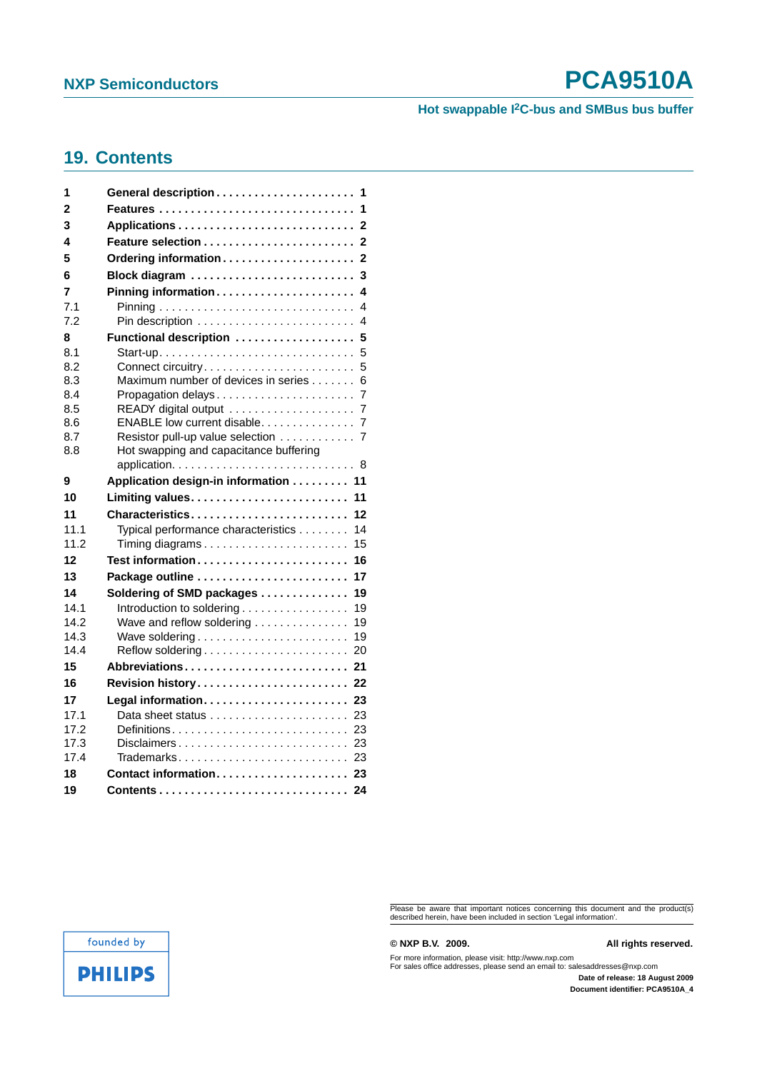## 19. Contents

| | | |
|---|---|---|
| **1** | **General description** | **1** |
| **2** | **Features** | **1** |
| **3** | **Applications** | **2** |
| **4** | **Feature selection** | **2** |
| **5** | **Ordering information** | **2** |
| **6** | **Block diagram** | **3** |
| **7** | **Pinning information** | **4** |
| 7.1 | Pinning | 4 |
| 7.2 | Pin description | 4 |
| **8** | **Functional description** | **5** |
| 8.1 | Start-up | 5 |
| 8.2 | Connect circuitry | 5 |
| 8.3 | Maximum number of devices in series | 6 |
| 8.4 | Propagation delays | 7 |
| 8.5 | READY digital output | 7 |
| 8.6 | ENABLE low current disable | 7 |
| 8.7 | Resistor pull-up value selection | 7 |
| 8.8 | Hot swapping and capacitance buffering application | 8 |
| **9** | **Application design-in information** | **11** |
| **10** | **Limiting values** | **11** |
| **11** | **Characteristics** | **12** |
| 11.1 | Typical performance characteristics | 14 |
| 11.2 | Timing diagrams | 15 |
| **12** | **Test information** | **16** |
| **13** | **Package outline** | **17** |
| **14** | **Soldering of SMD packages** | **19** |
| 14.1 | Introduction to soldering | 19 |
| 14.2 | Wave and reflow soldering | 19 |
| 14.3 | Wave soldering | 19 |
| 14.4 | Reflow soldering | 20 |
| **15** | **Abbreviations** | **21** |
| **16** | **Revision history** | **22** |
| **17** | **Legal information** | **23** |
| 17.1 | Data sheet status | 23 |
| 17.2 | Definitions | 23 |
| 17.3 | Disclaimers | 23 |
| 17.4 | Trademarks | 23 |
| **18** | **Contact information** | **23** |
| **19** | **Contents** | **24** |

Please be aware that important notices concerning this document and the product(s) described herein, have been included in section 'Legal information'.

**© NXP B.V. 2009. All rights reserved.**

For more information, please visit: http://www.nxp.com
For sales office addresses, please send an email to: salesaddresses@nxp.com

**Date of release: 18 August 2009**
**Document identifier: PCA9510A_4**

founded by PHILIPS